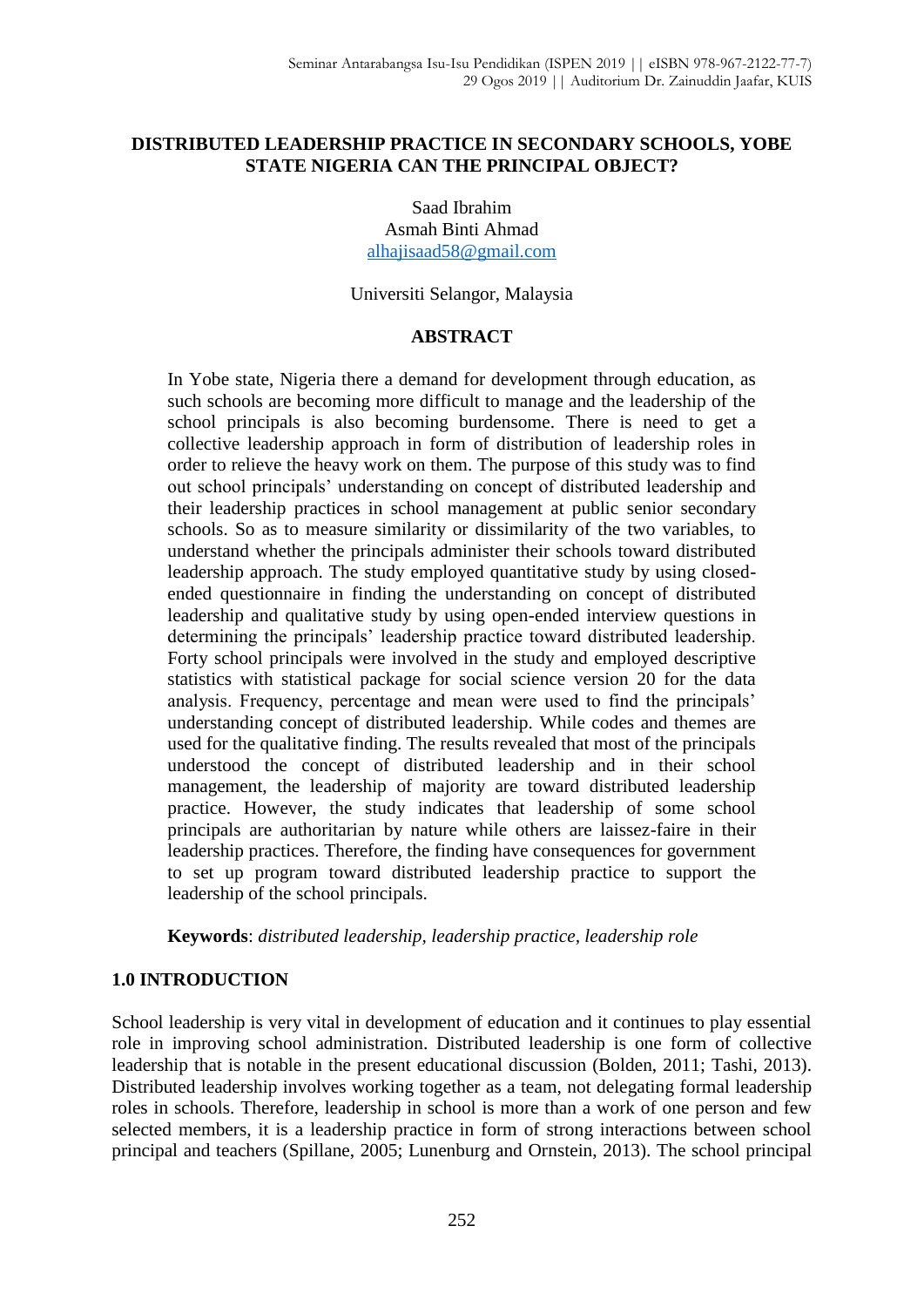# DISTRIBUTED LEADERSHIP PRACTICE IN SECONDARY SCHOOLS, YOBE STATE NIGERIA CAN THE PRINCIPAL OBJECT?

Saad Ibrahim
Asmah Binti Ahmad
alhajisaad58@gmail.com

Universiti Selangor, Malaysia

## ABSTRACT

In Yobe state, Nigeria there a demand for development through education, as such schools are becoming more difficult to manage and the leadership of the school principals is also becoming burdensome. There is need to get a collective leadership approach in form of distribution of leadership roles in order to relieve the heavy work on them. The purpose of this study was to find out school principals' understanding on concept of distributed leadership and their leadership practices in school management at public senior secondary schools. So as to measure similarity or dissimilarity of the two variables, to understand whether the principals administer their schools toward distributed leadership approach. The study employed quantitative study by using closed-ended questionnaire in finding the understanding on concept of distributed leadership and qualitative study by using open-ended interview questions in determining the principals' leadership practice toward distributed leadership. Forty school principals were involved in the study and employed descriptive statistics with statistical package for social science version 20 for the data analysis. Frequency, percentage and mean were used to find the principals' understanding concept of distributed leadership. While codes and themes are used for the qualitative finding. The results revealed that most of the principals understood the concept of distributed leadership and in their school management, the leadership of majority are toward distributed leadership practice. However, the study indicates that leadership of some school principals are authoritarian by nature while others are laissez-faire in their leadership practices. Therefore, the finding have consequences for government to set up program toward distributed leadership practice to support the leadership of the school principals.

**Keywords**: *distributed leadership, leadership practice, leadership role*

## 1.0 INTRODUCTION

School leadership is very vital in development of education and it continues to play essential role in improving school administration. Distributed leadership is one form of collective leadership that is notable in the present educational discussion (Bolden, 2011; Tashi, 2013). Distributed leadership involves working together as a team, not delegating formal leadership roles in schools. Therefore, leadership in school is more than a work of one person and few selected members, it is a leadership practice in form of strong interactions between school principal and teachers (Spillane, 2005; Lunenburg and Ornstein, 2013). The school principal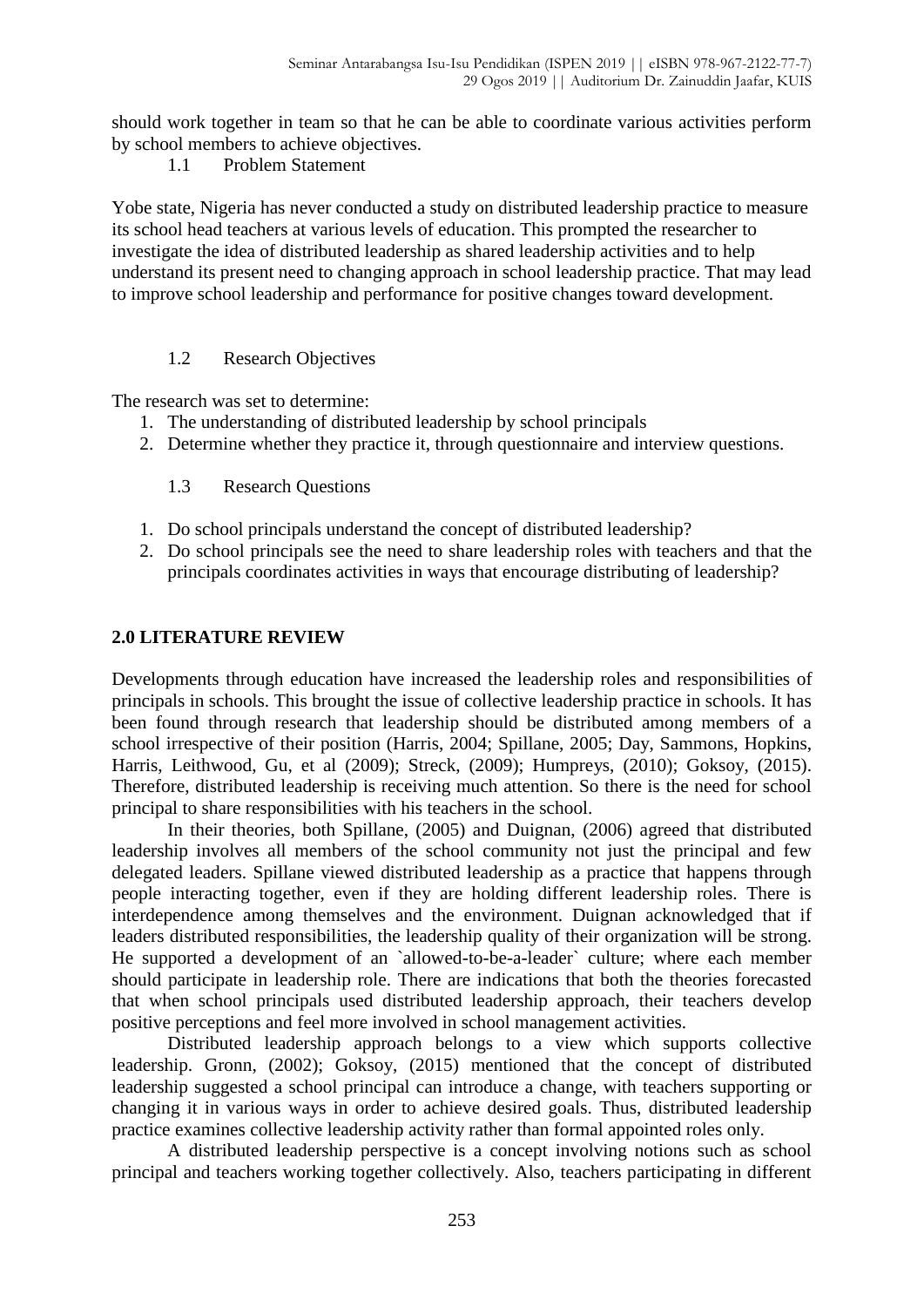should work together in team so that he can be able to coordinate various activities perform by school members to achieve objectives.

### 1.1 Problem Statement

Yobe state, Nigeria has never conducted a study on distributed leadership practice to measure its school head teachers at various levels of education. This prompted the researcher to investigate the idea of distributed leadership as shared leadership activities and to help understand its present need to changing approach in school leadership practice. That may lead to improve school leadership and performance for positive changes toward development.

### 1.2 Research Objectives

The research was set to determine:

1. The understanding of distributed leadership by school principals
2. Determine whether they practice it, through questionnaire and interview questions.

### 1.3 Research Questions

1. Do school principals understand the concept of distributed leadership?
2. Do school principals see the need to share leadership roles with teachers and that the principals coordinates activities in ways that encourage distributing of leadership?

## 2.0 LITERATURE REVIEW

Developments through education have increased the leadership roles and responsibilities of principals in schools. This brought the issue of collective leadership practice in schools. It has been found through research that leadership should be distributed among members of a school irrespective of their position (Harris, 2004; Spillane, 2005; Day, Sammons, Hopkins, Harris, Leithwood, Gu, et al (2009); Streck, (2009); Humpreys, (2010); Goksoy, (2015). Therefore, distributed leadership is receiving much attention. So there is the need for school principal to share responsibilities with his teachers in the school.

In their theories, both Spillane, (2005) and Duignan, (2006) agreed that distributed leadership involves all members of the school community not just the principal and few delegated leaders. Spillane viewed distributed leadership as a practice that happens through people interacting together, even if they are holding different leadership roles. There is interdependence among themselves and the environment. Duignan acknowledged that if leaders distributed responsibilities, the leadership quality of their organization will be strong. He supported a development of an `allowed-to-be-a-leader` culture; where each member should participate in leadership role. There are indications that both the theories forecasted that when school principals used distributed leadership approach, their teachers develop positive perceptions and feel more involved in school management activities.

Distributed leadership approach belongs to a view which supports collective leadership. Gronn, (2002); Goksoy, (2015) mentioned that the concept of distributed leadership suggested a school principal can introduce a change, with teachers supporting or changing it in various ways in order to achieve desired goals. Thus, distributed leadership practice examines collective leadership activity rather than formal appointed roles only.

A distributed leadership perspective is a concept involving notions such as school principal and teachers working together collectively. Also, teachers participating in different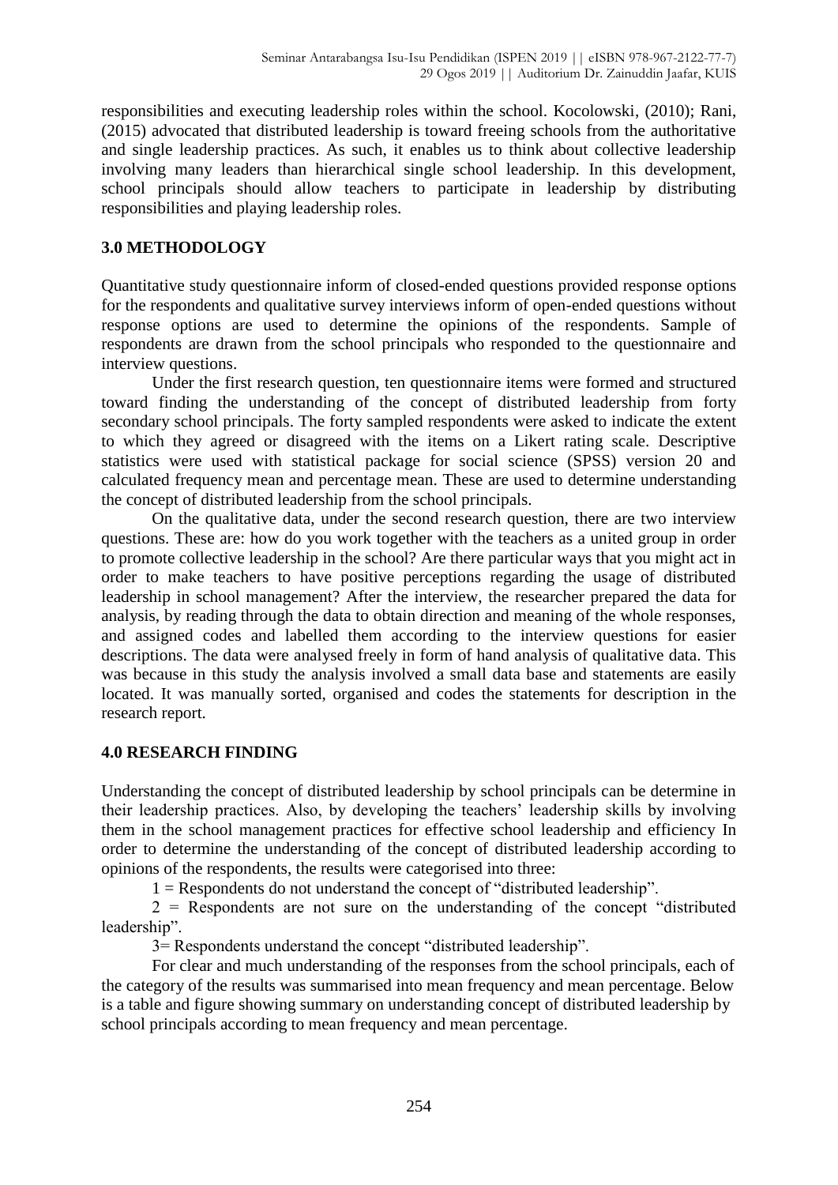responsibilities and executing leadership roles within the school. Kocolowski, (2010); Rani, (2015) advocated that distributed leadership is toward freeing schools from the authoritative and single leadership practices. As such, it enables us to think about collective leadership involving many leaders than hierarchical single school leadership. In this development, school principals should allow teachers to participate in leadership by distributing responsibilities and playing leadership roles.

## 3.0 METHODOLOGY

Quantitative study questionnaire inform of closed-ended questions provided response options for the respondents and qualitative survey interviews inform of open-ended questions without response options are used to determine the opinions of the respondents. Sample of respondents are drawn from the school principals who responded to the questionnaire and interview questions.

Under the first research question, ten questionnaire items were formed and structured toward finding the understanding of the concept of distributed leadership from forty secondary school principals. The forty sampled respondents were asked to indicate the extent to which they agreed or disagreed with the items on a Likert rating scale. Descriptive statistics were used with statistical package for social science (SPSS) version 20 and calculated frequency mean and percentage mean. These are used to determine understanding the concept of distributed leadership from the school principals.

On the qualitative data, under the second research question, there are two interview questions. These are: how do you work together with the teachers as a united group in order to promote collective leadership in the school? Are there particular ways that you might act in order to make teachers to have positive perceptions regarding the usage of distributed leadership in school management? After the interview, the researcher prepared the data for analysis, by reading through the data to obtain direction and meaning of the whole responses, and assigned codes and labelled them according to the interview questions for easier descriptions. The data were analysed freely in form of hand analysis of qualitative data. This was because in this study the analysis involved a small data base and statements are easily located. It was manually sorted, organised and codes the statements for description in the research report.

## 4.0 RESEARCH FINDING

Understanding the concept of distributed leadership by school principals can be determine in their leadership practices. Also, by developing the teachers' leadership skills by involving them in the school management practices for effective school leadership and efficiency In order to determine the understanding of the concept of distributed leadership according to opinions of the respondents, the results were categorised into three:

1 = Respondents do not understand the concept of "distributed leadership".

2 = Respondents are not sure on the understanding of the concept "distributed leadership".

3= Respondents understand the concept "distributed leadership".

For clear and much understanding of the responses from the school principals, each of the category of the results was summarised into mean frequency and mean percentage. Below is a table and figure showing summary on understanding concept of distributed leadership by school principals according to mean frequency and mean percentage.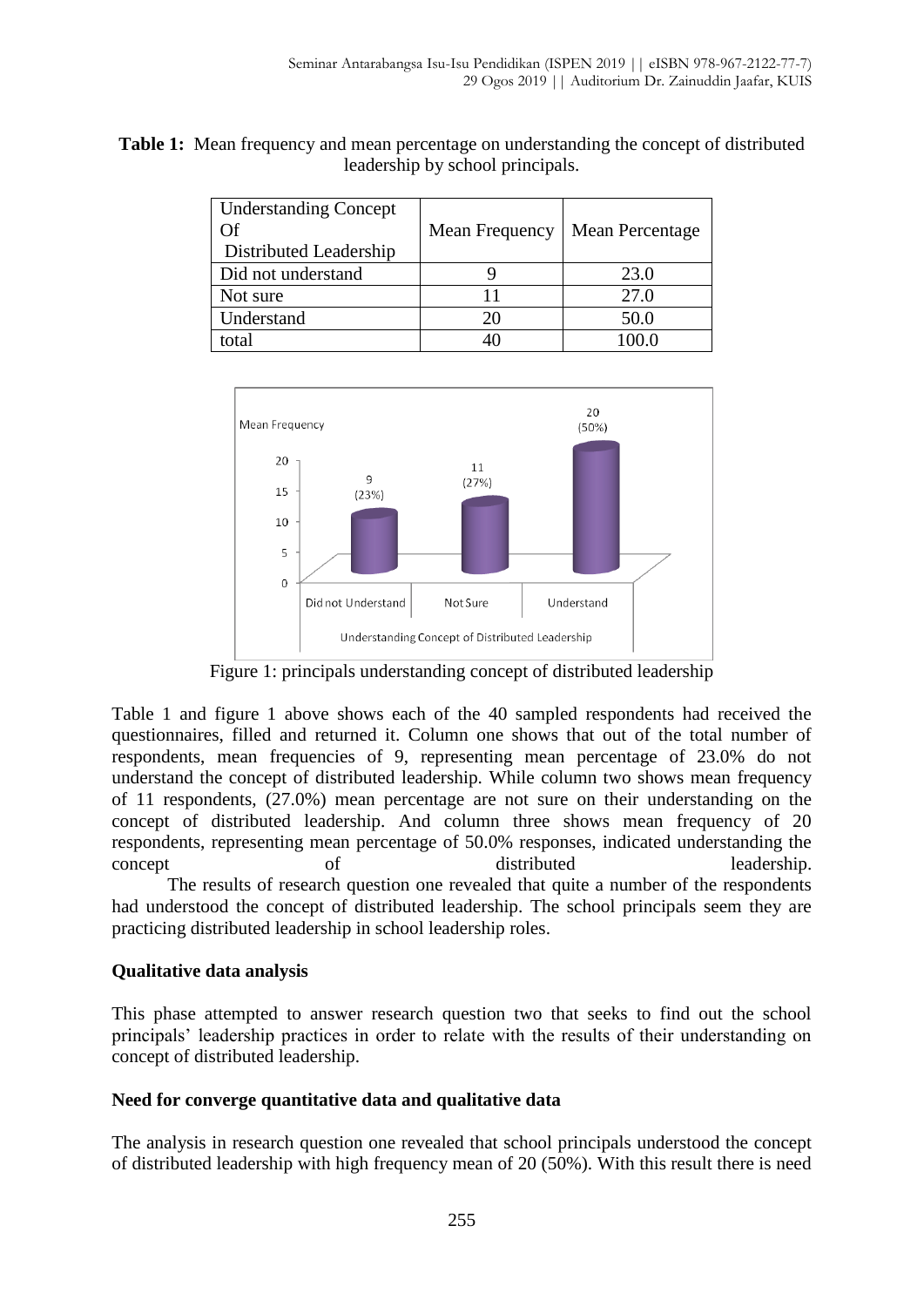**Table 1:** Mean frequency and mean percentage on understanding the concept of distributed leadership by school principals.

| Understanding Concept Of Distributed Leadership | Mean Frequency | Mean Percentage |
|---|---|---|
| Did not understand | 9 | 23.0 |
| Not sure | 11 | 27.0 |
| Understand | 20 | 50.0 |
| total | 40 | 100.0 |

Figure 1: principals understanding concept of distributed leadership

Table 1 and figure 1 above shows each of the 40 sampled respondents had received the questionnaires, filled and returned it. Column one shows that out of the total number of respondents, mean frequencies of 9, representing mean percentage of 23.0% do not understand the concept of distributed leadership. While column two shows mean frequency of 11 respondents, (27.0%) mean percentage are not sure on their understanding on the concept of distributed leadership. And column three shows mean frequency of 20 respondents, representing mean percentage of 50.0% responses, indicated understanding the concept of distributed leadership.

The results of research question one revealed that quite a number of the respondents had understood the concept of distributed leadership. The school principals seem they are practicing distributed leadership in school leadership roles.

**Qualitative data analysis**

This phase attempted to answer research question two that seeks to find out the school principals' leadership practices in order to relate with the results of their understanding on concept of distributed leadership.

**Need for converge quantitative data and qualitative data**

The analysis in research question one revealed that school principals understood the concept of distributed leadership with high frequency mean of 20 (50%). With this result there is need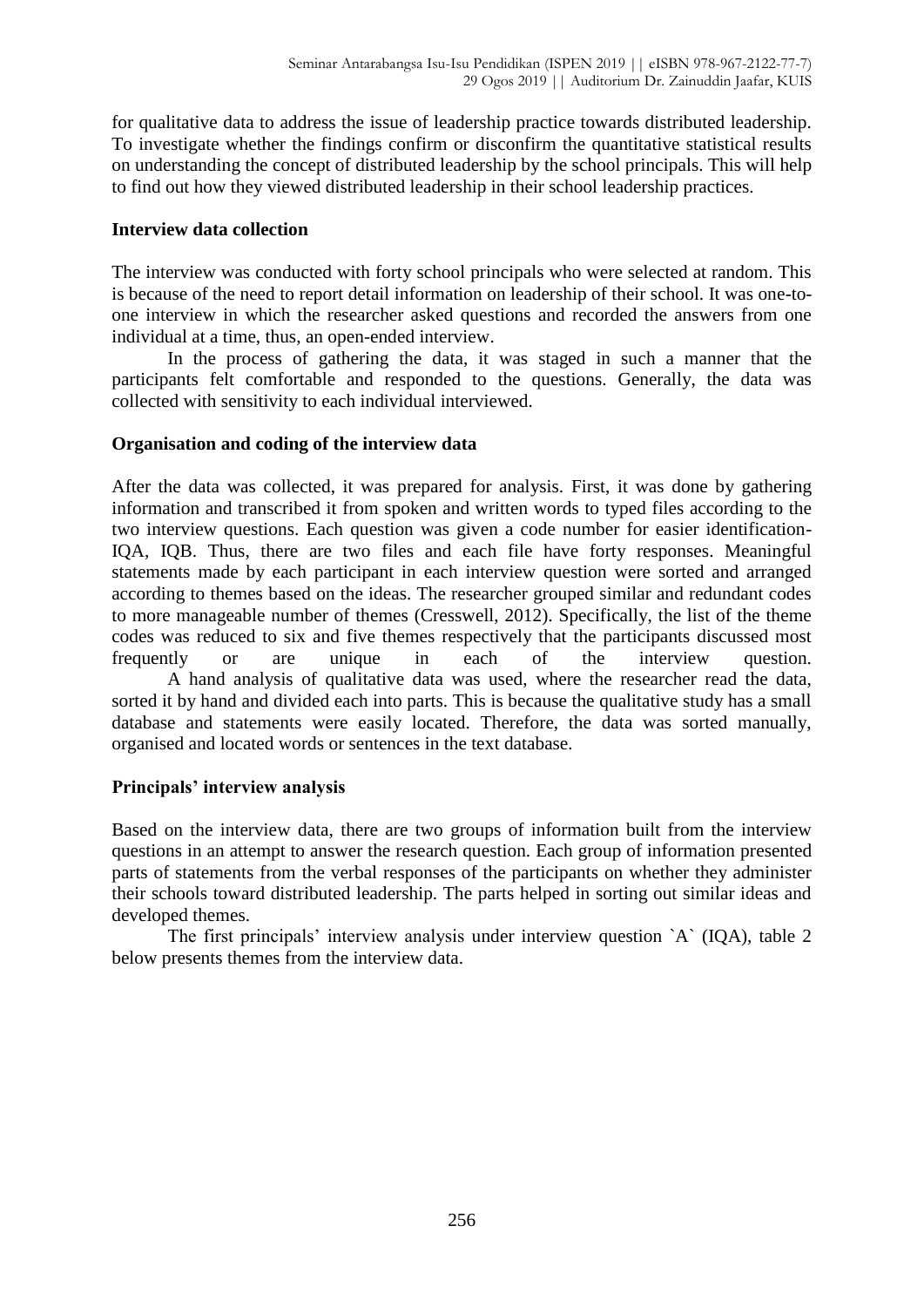for qualitative data to address the issue of leadership practice towards distributed leadership. To investigate whether the findings confirm or disconfirm the quantitative statistical results on understanding the concept of distributed leadership by the school principals. This will help to find out how they viewed distributed leadership in their school leadership practices.

### Interview data collection

The interview was conducted with forty school principals who were selected at random. This is because of the need to report detail information on leadership of their school. It was one-to-one interview in which the researcher asked questions and recorded the answers from one individual at a time, thus, an open-ended interview.

In the process of gathering the data, it was staged in such a manner that the participants felt comfortable and responded to the questions. Generally, the data was collected with sensitivity to each individual interviewed.

### Organisation and coding of the interview data

After the data was collected, it was prepared for analysis. First, it was done by gathering information and transcribed it from spoken and written words to typed files according to the two interview questions. Each question was given a code number for easier identification- IQA, IQB. Thus, there are two files and each file have forty responses. Meaningful statements made by each participant in each interview question were sorted and arranged according to themes based on the ideas. The researcher grouped similar and redundant codes to more manageable number of themes (Cresswell, 2012). Specifically, the list of the theme codes was reduced to six and five themes respectively that the participants discussed most frequently or are unique in each of the interview question.

A hand analysis of qualitative data was used, where the researcher read the data, sorted it by hand and divided each into parts. This is because the qualitative study has a small database and statements were easily located. Therefore, the data was sorted manually, organised and located words or sentences in the text database.

### Principals' interview analysis

Based on the interview data, there are two groups of information built from the interview questions in an attempt to answer the research question. Each group of information presented parts of statements from the verbal responses of the participants on whether they administer their schools toward distributed leadership. The parts helped in sorting out similar ideas and developed themes.

The first principals' interview analysis under interview question `A` (IQA), table 2 below presents themes from the interview data.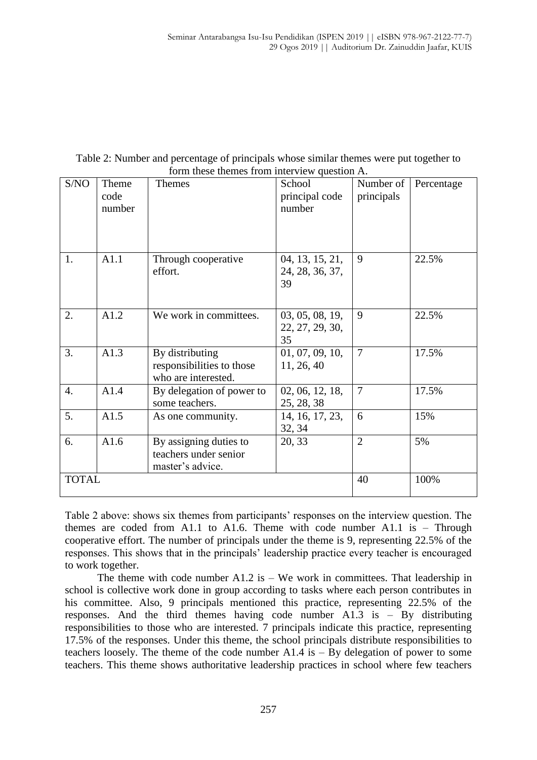Table 2: Number and percentage of principals whose similar themes were put together to form these themes from interview question A.

| S/NO | Theme code number | Themes | School principal code number | Number of principals | Percentage |
|---|---|---|---|---|---|
| 1. | A1.1 | Through cooperative effort. | 04, 13, 15, 21, 24, 28, 36, 37, 39 | 9 | 22.5% |
| 2. | A1.2 | We work in committees. | 03, 05, 08, 19, 22, 27, 29, 30, 35 | 9 | 22.5% |
| 3. | A1.3 | By distributing responsibilities to those who are interested. | 01, 07, 09, 10, 11, 26, 40 | 7 | 17.5% |
| 4. | A1.4 | By delegation of power to some teachers. | 02, 06, 12, 18, 25, 28, 38 | 7 | 17.5% |
| 5. | A1.5 | As one community. | 14, 16, 17, 23, 32, 34 | 6 | 15% |
| 6. | A1.6 | By assigning duties to teachers under senior master's advice. | 20, 33 | 2 | 5% |
| TOTAL | | | | 40 | 100% |

Table 2 above: shows six themes from participants' responses on the interview question. The themes are coded from A1.1 to A1.6. Theme with code number A1.1 is – Through cooperative effort. The number of principals under the theme is 9, representing 22.5% of the responses. This shows that in the principals' leadership practice every teacher is encouraged to work together.

The theme with code number A1.2 is – We work in committees. That leadership in school is collective work done in group according to tasks where each person contributes in his committee. Also, 9 principals mentioned this practice, representing 22.5% of the responses. And the third themes having code number A1.3 is – By distributing responsibilities to those who are interested. 7 principals indicate this practice, representing 17.5% of the responses. Under this theme, the school principals distribute responsibilities to teachers loosely. The theme of the code number A1.4 is – By delegation of power to some teachers. This theme shows authoritative leadership practices in school where few teachers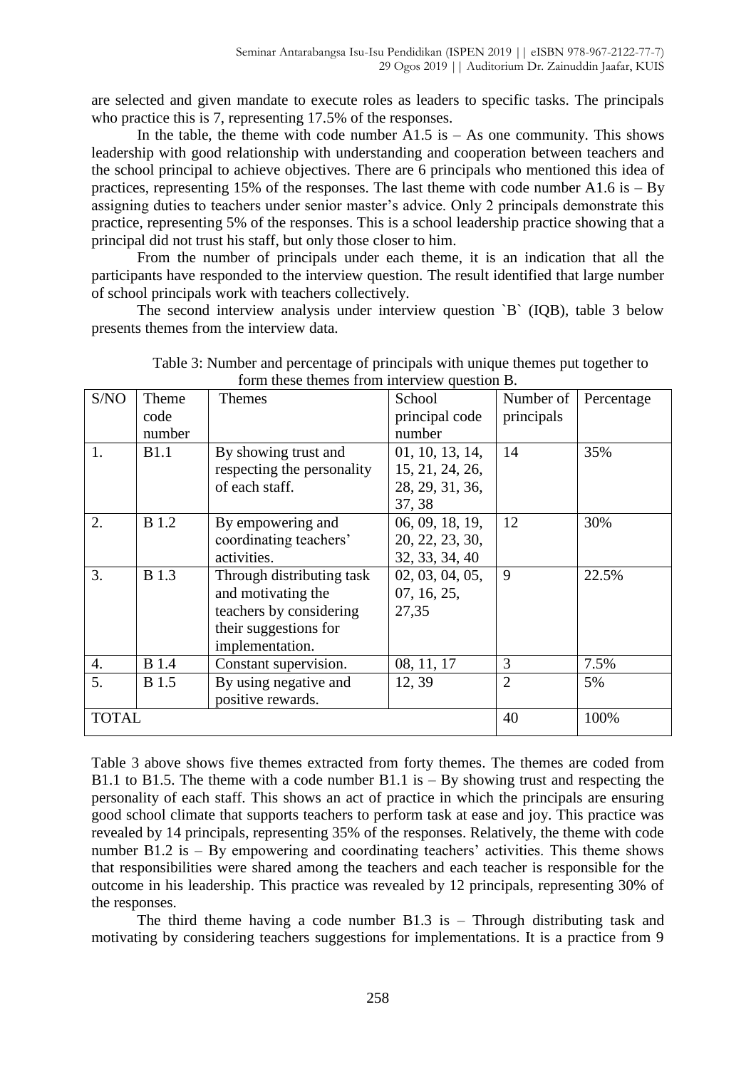are selected and given mandate to execute roles as leaders to specific tasks. The principals who practice this is 7, representing 17.5% of the responses.

In the table, the theme with code number A1.5 is – As one community. This shows leadership with good relationship with understanding and cooperation between teachers and the school principal to achieve objectives. There are 6 principals who mentioned this idea of practices, representing 15% of the responses. The last theme with code number A1.6 is – By assigning duties to teachers under senior master's advice. Only 2 principals demonstrate this practice, representing 5% of the responses. This is a school leadership practice showing that a principal did not trust his staff, but only those closer to him.

From the number of principals under each theme, it is an indication that all the participants have responded to the interview question. The result identified that large number of school principals work with teachers collectively.

The second interview analysis under interview question `B` (IQB), table 3 below presents themes from the interview data.

Table 3: Number and percentage of principals with unique themes put together to form these themes from interview question B.

| S/NO | Theme code number | Themes | School principal code number | Number of principals | Percentage |
|---|---|---|---|---|---|
| 1. | B1.1 | By showing trust and respecting the personality of each staff. | 01, 10, 13, 14, 15, 21, 24, 26, 28, 29, 31, 36, 37, 38 | 14 | 35% |
| 2. | B 1.2 | By empowering and coordinating teachers' activities. | 06, 09, 18, 19, 20, 22, 23, 30, 32, 33, 34, 40 | 12 | 30% |
| 3. | B 1.3 | Through distributing task and motivating the teachers by considering their suggestions for implementation. | 02, 03, 04, 05, 07, 16, 25, 27,35 | 9 | 22.5% |
| 4. | B 1.4 | Constant supervision. | 08, 11, 17 | 3 | 7.5% |
| 5. | B 1.5 | By using negative and positive rewards. | 12, 39 | 2 | 5% |
| TOTAL | | | | 40 | 100% |

Table 3 above shows five themes extracted from forty themes. The themes are coded from B1.1 to B1.5. The theme with a code number B1.1 is – By showing trust and respecting the personality of each staff. This shows an act of practice in which the principals are ensuring good school climate that supports teachers to perform task at ease and joy. This practice was revealed by 14 principals, representing 35% of the responses. Relatively, the theme with code number B1.2 is – By empowering and coordinating teachers' activities. This theme shows that responsibilities were shared among the teachers and each teacher is responsible for the outcome in his leadership. This practice was revealed by 12 principals, representing 30% of the responses.

The third theme having a code number B1.3 is – Through distributing task and motivating by considering teachers suggestions for implementations. It is a practice from 9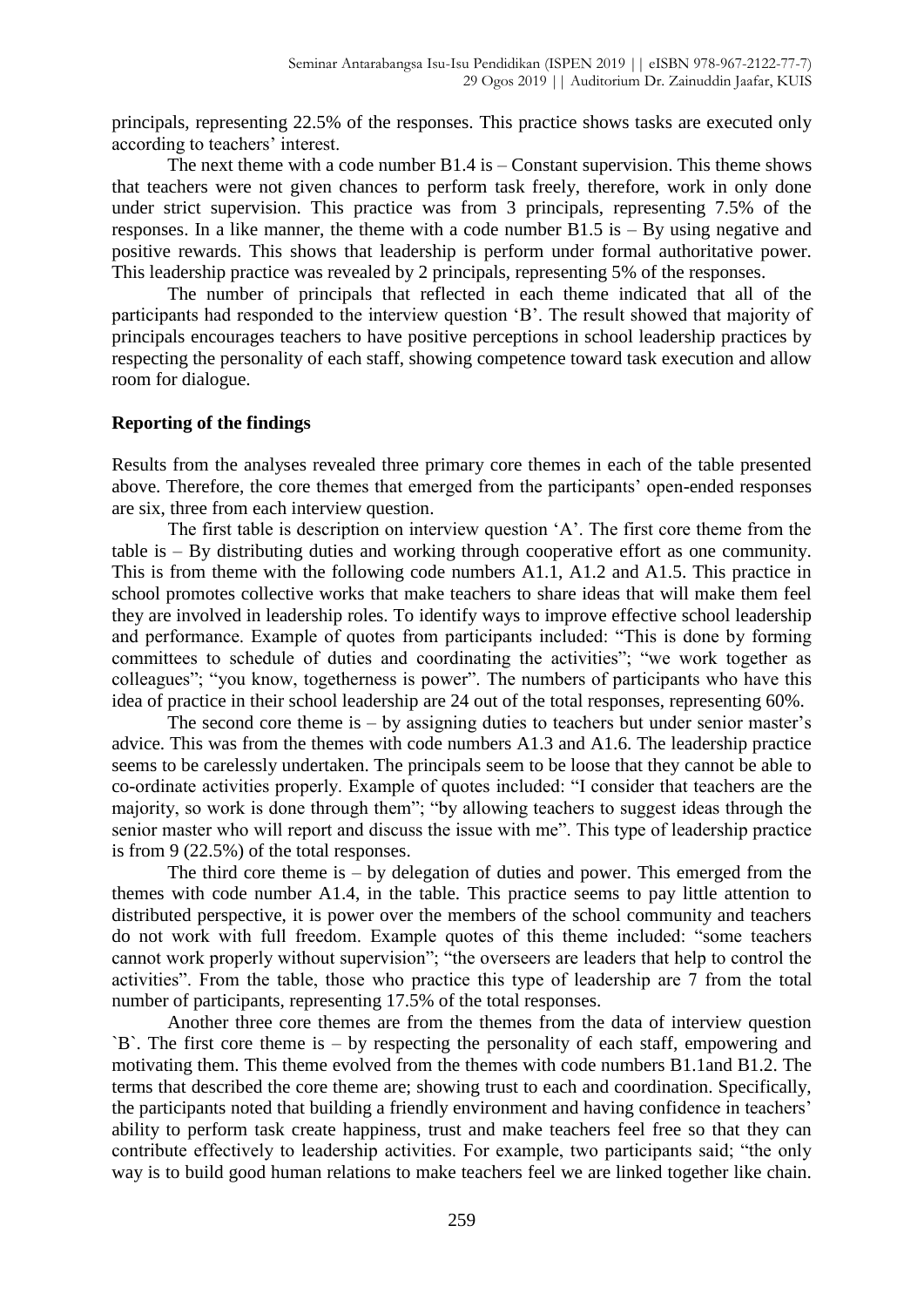principals, representing 22.5% of the responses. This practice shows tasks are executed only according to teachers' interest.

The next theme with a code number B1.4 is – Constant supervision. This theme shows that teachers were not given chances to perform task freely, therefore, work in only done under strict supervision. This practice was from 3 principals, representing 7.5% of the responses. In a like manner, the theme with a code number B1.5 is – By using negative and positive rewards. This shows that leadership is perform under formal authoritative power. This leadership practice was revealed by 2 principals, representing 5% of the responses.

The number of principals that reflected in each theme indicated that all of the participants had responded to the interview question 'B'. The result showed that majority of principals encourages teachers to have positive perceptions in school leadership practices by respecting the personality of each staff, showing competence toward task execution and allow room for dialogue.

**Reporting of the findings**

Results from the analyses revealed three primary core themes in each of the table presented above. Therefore, the core themes that emerged from the participants' open-ended responses are six, three from each interview question.

The first table is description on interview question 'A'. The first core theme from the table is – By distributing duties and working through cooperative effort as one community. This is from theme with the following code numbers A1.1, A1.2 and A1.5. This practice in school promotes collective works that make teachers to share ideas that will make them feel they are involved in leadership roles. To identify ways to improve effective school leadership and performance. Example of quotes from participants included: "This is done by forming committees to schedule of duties and coordinating the activities"; "we work together as colleagues"; "you know, togetherness is power". The numbers of participants who have this idea of practice in their school leadership are 24 out of the total responses, representing 60%.

The second core theme is – by assigning duties to teachers but under senior master's advice. This was from the themes with code numbers A1.3 and A1.6. The leadership practice seems to be carelessly undertaken. The principals seem to be loose that they cannot be able to co-ordinate activities properly. Example of quotes included: "I consider that teachers are the majority, so work is done through them"; "by allowing teachers to suggest ideas through the senior master who will report and discuss the issue with me". This type of leadership practice is from 9 (22.5%) of the total responses.

The third core theme is – by delegation of duties and power. This emerged from the themes with code number A1.4, in the table. This practice seems to pay little attention to distributed perspective, it is power over the members of the school community and teachers do not work with full freedom. Example quotes of this theme included: "some teachers cannot work properly without supervision"; "the overseers are leaders that help to control the activities". From the table, those who practice this type of leadership are 7 from the total number of participants, representing 17.5% of the total responses.

Another three core themes are from the themes from the data of interview question `B`. The first core theme is – by respecting the personality of each staff, empowering and motivating them. This theme evolved from the themes with code numbers B1.1and B1.2. The terms that described the core theme are; showing trust to each and coordination. Specifically, the participants noted that building a friendly environment and having confidence in teachers' ability to perform task create happiness, trust and make teachers feel free so that they can contribute effectively to leadership activities. For example, two participants said; "the only way is to build good human relations to make teachers feel we are linked together like chain.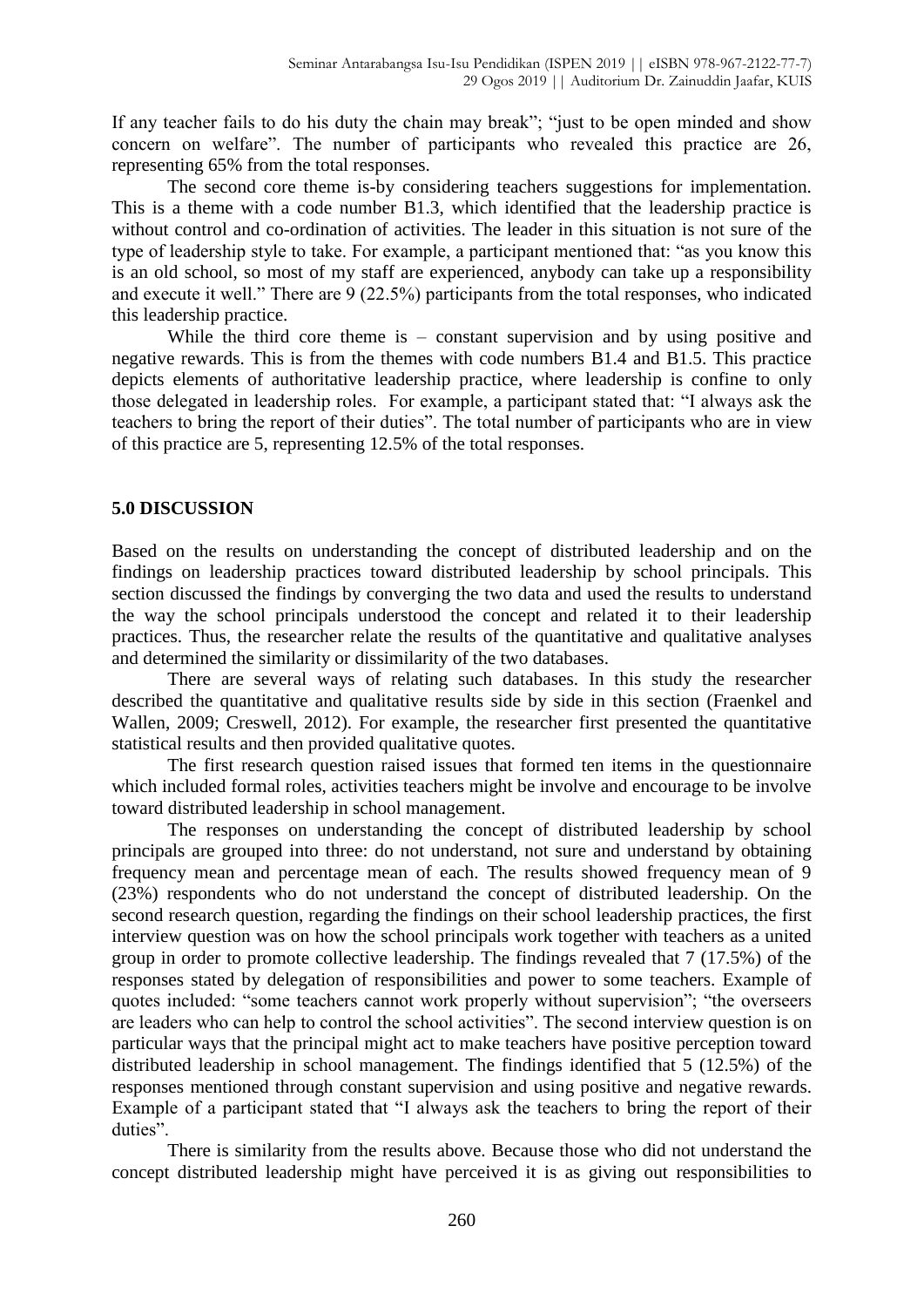If any teacher fails to do his duty the chain may break"; "just to be open minded and show concern on welfare". The number of participants who revealed this practice are 26, representing 65% from the total responses.

The second core theme is-by considering teachers suggestions for implementation. This is a theme with a code number B1.3, which identified that the leadership practice is without control and co-ordination of activities. The leader in this situation is not sure of the type of leadership style to take. For example, a participant mentioned that: "as you know this is an old school, so most of my staff are experienced, anybody can take up a responsibility and execute it well." There are 9 (22.5%) participants from the total responses, who indicated this leadership practice.

While the third core theme is – constant supervision and by using positive and negative rewards. This is from the themes with code numbers B1.4 and B1.5. This practice depicts elements of authoritative leadership practice, where leadership is confine to only those delegated in leadership roles. For example, a participant stated that: "I always ask the teachers to bring the report of their duties". The total number of participants who are in view of this practice are 5, representing 12.5% of the total responses.

## 5.0 DISCUSSION

Based on the results on understanding the concept of distributed leadership and on the findings on leadership practices toward distributed leadership by school principals. This section discussed the findings by converging the two data and used the results to understand the way the school principals understood the concept and related it to their leadership practices. Thus, the researcher relate the results of the quantitative and qualitative analyses and determined the similarity or dissimilarity of the two databases.

There are several ways of relating such databases. In this study the researcher described the quantitative and qualitative results side by side in this section (Fraenkel and Wallen, 2009; Creswell, 2012). For example, the researcher first presented the quantitative statistical results and then provided qualitative quotes.

The first research question raised issues that formed ten items in the questionnaire which included formal roles, activities teachers might be involve and encourage to be involve toward distributed leadership in school management.

The responses on understanding the concept of distributed leadership by school principals are grouped into three: do not understand, not sure and understand by obtaining frequency mean and percentage mean of each. The results showed frequency mean of 9 (23%) respondents who do not understand the concept of distributed leadership. On the second research question, regarding the findings on their school leadership practices, the first interview question was on how the school principals work together with teachers as a united group in order to promote collective leadership. The findings revealed that 7 (17.5%) of the responses stated by delegation of responsibilities and power to some teachers. Example of quotes included: "some teachers cannot work properly without supervision"; "the overseers are leaders who can help to control the school activities". The second interview question is on particular ways that the principal might act to make teachers have positive perception toward distributed leadership in school management. The findings identified that 5 (12.5%) of the responses mentioned through constant supervision and using positive and negative rewards. Example of a participant stated that "I always ask the teachers to bring the report of their duties".

There is similarity from the results above. Because those who did not understand the concept distributed leadership might have perceived it is as giving out responsibilities to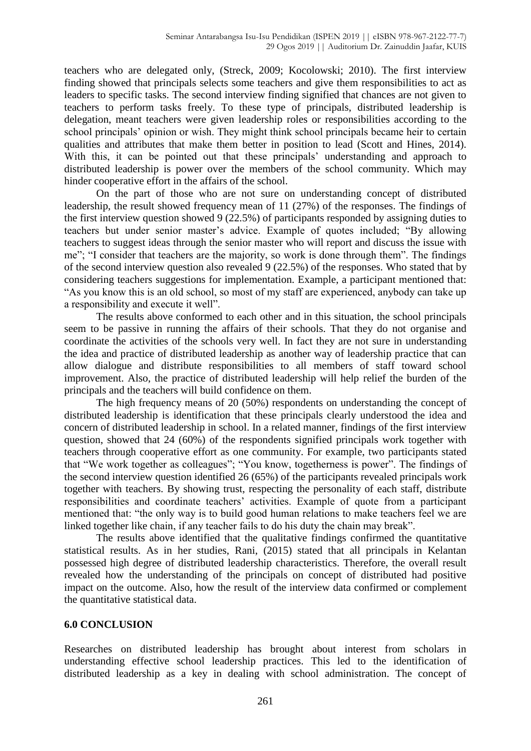teachers who are delegated only, (Streck, 2009; Kocolowski; 2010). The first interview finding showed that principals selects some teachers and give them responsibilities to act as leaders to specific tasks. The second interview finding signified that chances are not given to teachers to perform tasks freely. To these type of principals, distributed leadership is delegation, meant teachers were given leadership roles or responsibilities according to the school principals' opinion or wish. They might think school principals became heir to certain qualities and attributes that make them better in position to lead (Scott and Hines, 2014). With this, it can be pointed out that these principals' understanding and approach to distributed leadership is power over the members of the school community. Which may hinder cooperative effort in the affairs of the school.

On the part of those who are not sure on understanding concept of distributed leadership, the result showed frequency mean of 11 (27%) of the responses. The findings of the first interview question showed 9 (22.5%) of participants responded by assigning duties to teachers but under senior master's advice. Example of quotes included; "By allowing teachers to suggest ideas through the senior master who will report and discuss the issue with me"; "I consider that teachers are the majority, so work is done through them". The findings of the second interview question also revealed 9 (22.5%) of the responses. Who stated that by considering teachers suggestions for implementation. Example, a participant mentioned that: "As you know this is an old school, so most of my staff are experienced, anybody can take up a responsibility and execute it well".

The results above conformed to each other and in this situation, the school principals seem to be passive in running the affairs of their schools. That they do not organise and coordinate the activities of the schools very well. In fact they are not sure in understanding the idea and practice of distributed leadership as another way of leadership practice that can allow dialogue and distribute responsibilities to all members of staff toward school improvement. Also, the practice of distributed leadership will help relief the burden of the principals and the teachers will build confidence on them.

The high frequency means of 20 (50%) respondents on understanding the concept of distributed leadership is identification that these principals clearly understood the idea and concern of distributed leadership in school. In a related manner, findings of the first interview question, showed that 24 (60%) of the respondents signified principals work together with teachers through cooperative effort as one community. For example, two participants stated that "We work together as colleagues"; "You know, togetherness is power". The findings of the second interview question identified 26 (65%) of the participants revealed principals work together with teachers. By showing trust, respecting the personality of each staff, distribute responsibilities and coordinate teachers' activities. Example of quote from a participant mentioned that: "the only way is to build good human relations to make teachers feel we are linked together like chain, if any teacher fails to do his duty the chain may break".

The results above identified that the qualitative findings confirmed the quantitative statistical results. As in her studies, Rani, (2015) stated that all principals in Kelantan possessed high degree of distributed leadership characteristics. Therefore, the overall result revealed how the understanding of the principals on concept of distributed had positive impact on the outcome. Also, how the result of the interview data confirmed or complement the quantitative statistical data.

## 6.0 CONCLUSION

Researches on distributed leadership has brought about interest from scholars in understanding effective school leadership practices. This led to the identification of distributed leadership as a key in dealing with school administration. The concept of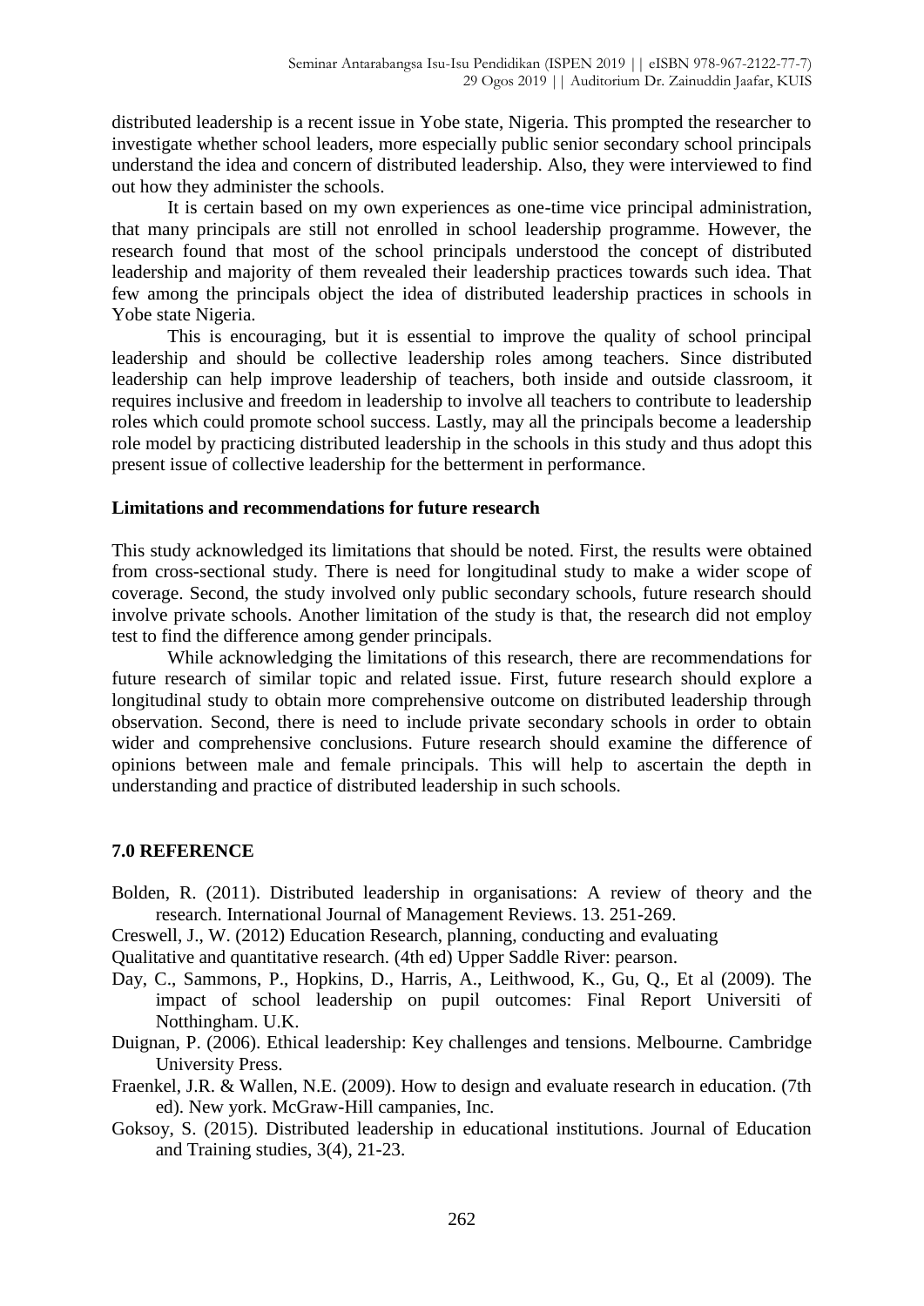distributed leadership is a recent issue in Yobe state, Nigeria. This prompted the researcher to investigate whether school leaders, more especially public senior secondary school principals understand the idea and concern of distributed leadership. Also, they were interviewed to find out how they administer the schools.

It is certain based on my own experiences as one-time vice principal administration, that many principals are still not enrolled in school leadership programme. However, the research found that most of the school principals understood the concept of distributed leadership and majority of them revealed their leadership practices towards such idea. That few among the principals object the idea of distributed leadership practices in schools in Yobe state Nigeria.

This is encouraging, but it is essential to improve the quality of school principal leadership and should be collective leadership roles among teachers. Since distributed leadership can help improve leadership of teachers, both inside and outside classroom, it requires inclusive and freedom in leadership to involve all teachers to contribute to leadership roles which could promote school success. Lastly, may all the principals become a leadership role model by practicing distributed leadership in the schools in this study and thus adopt this present issue of collective leadership for the betterment in performance.

**Limitations and recommendations for future research**

This study acknowledged its limitations that should be noted. First, the results were obtained from cross-sectional study. There is need for longitudinal study to make a wider scope of coverage. Second, the study involved only public secondary schools, future research should involve private schools. Another limitation of the study is that, the research did not employ test to find the difference among gender principals.

While acknowledging the limitations of this research, there are recommendations for future research of similar topic and related issue. First, future research should explore a longitudinal study to obtain more comprehensive outcome on distributed leadership through observation. Second, there is need to include private secondary schools in order to obtain wider and comprehensive conclusions. Future research should examine the difference of opinions between male and female principals. This will help to ascertain the depth in understanding and practice of distributed leadership in such schools.

**7.0 REFERENCE**

Bolden, R. (2011). Distributed leadership in organisations: A review of theory and the research. International Journal of Management Reviews. 13. 251-269.

Creswell, J., W. (2012) Education Research, planning, conducting and evaluating

Qualitative and quantitative research. (4th ed) Upper Saddle River: pearson.

Day, C., Sammons, P., Hopkins, D., Harris, A., Leithwood, K., Gu, Q., Et al (2009). The impact of school leadership on pupil outcomes: Final Report Universiti of Notthingham. U.K.

Duignan, P. (2006). Ethical leadership: Key challenges and tensions. Melbourne. Cambridge University Press.

Fraenkel, J.R. & Wallen, N.E. (2009). How to design and evaluate research in education. (7th ed). New york. McGraw-Hill campanies, Inc.

Goksoy, S. (2015). Distributed leadership in educational institutions. Journal of Education and Training studies, 3(4), 21-23.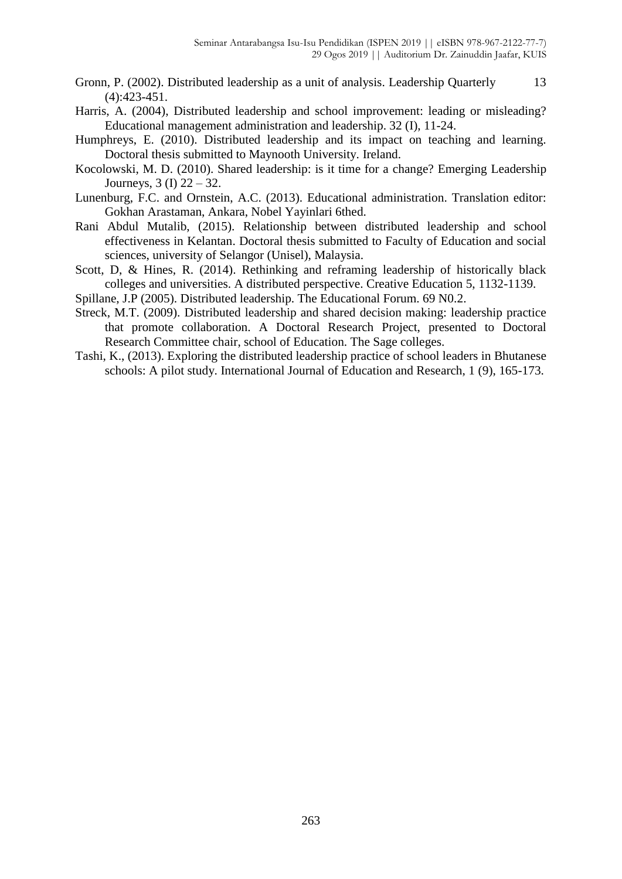Gronn, P. (2002). Distributed leadership as a unit of analysis. Leadership Quarterly 13 (4):423-451.

Harris, A. (2004), Distributed leadership and school improvement: leading or misleading? Educational management administration and leadership. 32 (I), 11-24.

Humphreys, E. (2010). Distributed leadership and its impact on teaching and learning. Doctoral thesis submitted to Maynooth University. Ireland.

Kocolowski, M. D. (2010). Shared leadership: is it time for a change? Emerging Leadership Journeys, 3 (I) 22 – 32.

Lunenburg, F.C. and Ornstein, A.C. (2013). Educational administration. Translation editor: Gokhan Arastaman, Ankara, Nobel Yayinlari 6thed.

Rani Abdul Mutalib, (2015). Relationship between distributed leadership and school effectiveness in Kelantan. Doctoral thesis submitted to Faculty of Education and social sciences, university of Selangor (Unisel), Malaysia.

Scott, D, & Hines, R. (2014). Rethinking and reframing leadership of historically black colleges and universities. A distributed perspective. Creative Education 5, 1132-1139.

Spillane, J.P (2005). Distributed leadership. The Educational Forum. 69 N0.2.

Streck, M.T. (2009). Distributed leadership and shared decision making: leadership practice that promote collaboration. A Doctoral Research Project, presented to Doctoral Research Committee chair, school of Education. The Sage colleges.

Tashi, K., (2013). Exploring the distributed leadership practice of school leaders in Bhutanese schools: A pilot study. International Journal of Education and Research, 1 (9), 165-173.